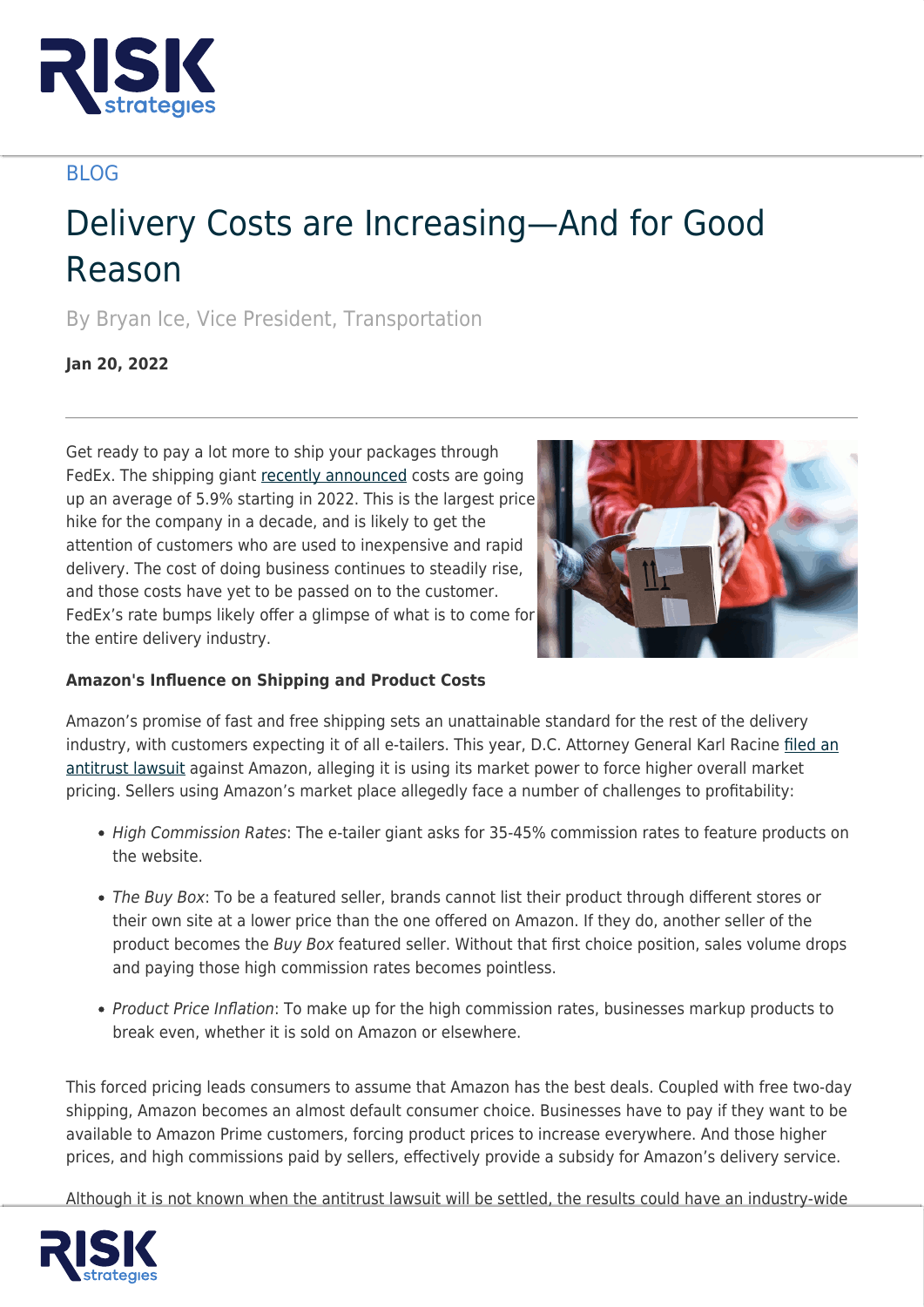BLOG

# Delivery Costs are Increasing—And for Good Reason

By Bryan Ice, Vice President, Transportation

**Jan 20, 2022**

Get ready to pay a lot more to ship your packages through FedEx. The shipping giant recently announced costs are going up an average of 5.9% starting in 2022. This is the largest price hike for the company in a decade, and is likely to get the attention of customers who are used to inexpensive and rapid delivery. The cost of doing business continues to steadily rise, and those costs have yet to be passed on to the customer. FedEx's rate bumps likely offer a glimpse of what is to come for the entire delivery industry.

**Amazon's Influence on Shipping and Product Costs**

Amazon's promise of fast and free shipping sets an unattainable standard for the rest of the delivery industry, with customers expecting it of all e-tailers. This year, D.C. Attorney General Karl Racine filed an antitrust lawsuit against Amazon, alleging it is using its market power to force higher overall market pricing. Sellers using Amazon's market place allegedly face a number of challenges to profitability:

- *High Commission Rates*: The e-tailer giant asks for 35-45% commission rates to feature products on the website.
- *The Buy Box*: To be a featured seller, brands cannot list their product through different stores or their own site at a lower price than the one offered on Amazon. If they do, another seller of the product becomes the *Buy Box* featured seller. Without that first choice position, sales volume drops and paying those high commission rates becomes pointless.
- *Product Price Inflation*: To make up for the high commission rates, businesses markup products to break even, whether it is sold on Amazon or elsewhere.

This forced pricing leads consumers to assume that Amazon has the best deals. Coupled with free two-day shipping, Amazon becomes an almost default consumer choice. Businesses have to pay if they want to be available to Amazon Prime customers, forcing product prices to increase everywhere. And those higher prices, and high commissions paid by sellers, effectively provide a subsidy for Amazon's delivery service.

Although it is not known when the antitrust lawsuit will be settled, the results could have an industry-wide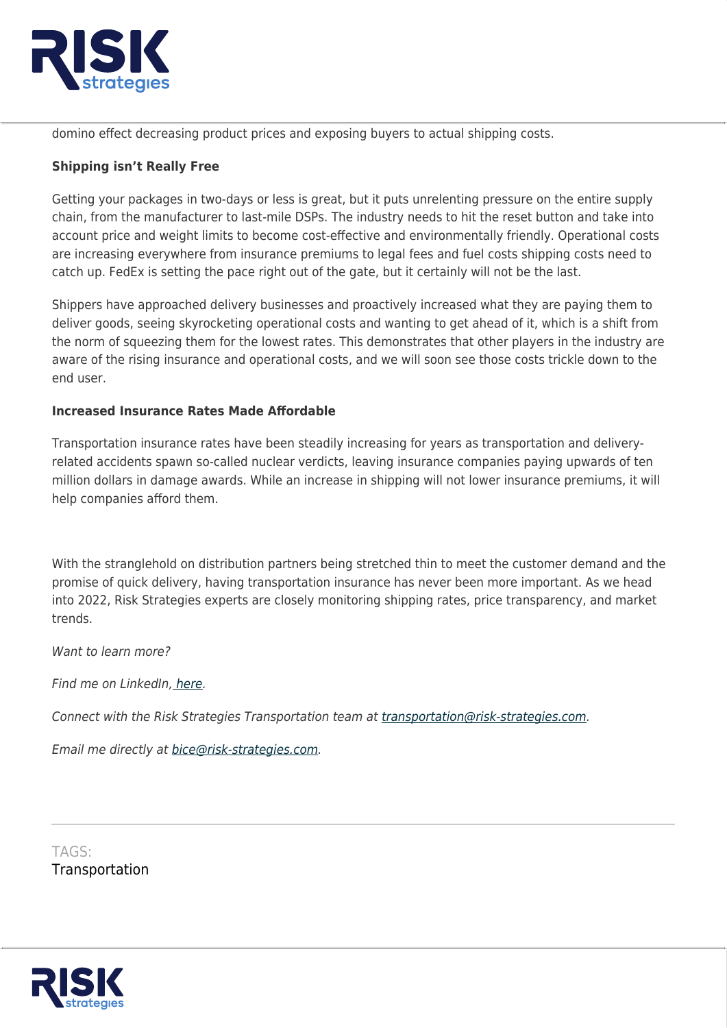domino effect decreasing product prices and exposing buyers to actual shipping costs.

**Shipping isn't Really Free**

Getting your packages in two-days or less is great, but it puts unrelenting pressure on the entire supply chain, from the manufacturer to last-mile DSPs. The industry needs to hit the reset button and take into account price and weight limits to become cost-effective and environmentally friendly. Operational costs are increasing everywhere from insurance premiums to legal fees and fuel costs shipping costs need to catch up. FedEx is setting the pace right out of the gate, but it certainly will not be the last.

Shippers have approached delivery businesses and proactively increased what they are paying them to deliver goods, seeing skyrocketing operational costs and wanting to get ahead of it, which is a shift from the norm of squeezing them for the lowest rates. This demonstrates that other players in the industry are aware of the rising insurance and operational costs, and we will soon see those costs trickle down to the end user.

**Increased Insurance Rates Made Affordable**

Transportation insurance rates have been steadily increasing for years as transportation and delivery-related accidents spawn so-called nuclear verdicts, leaving insurance companies paying upwards of ten million dollars in damage awards. While an increase in shipping will not lower insurance premiums, it will help companies afford them.

With the stranglehold on distribution partners being stretched thin to meet the customer demand and the promise of quick delivery, having transportation insurance has never been more important. As we head into 2022, Risk Strategies experts are closely monitoring shipping rates, price transparency, and market trends.

*Want to learn more?*

*Find me on LinkedIn, here.*

*Connect with the Risk Strategies Transportation team at transportation@risk-strategies.com.*

*Email me directly at bice@risk-strategies.com.*

TAGS:
Transportation